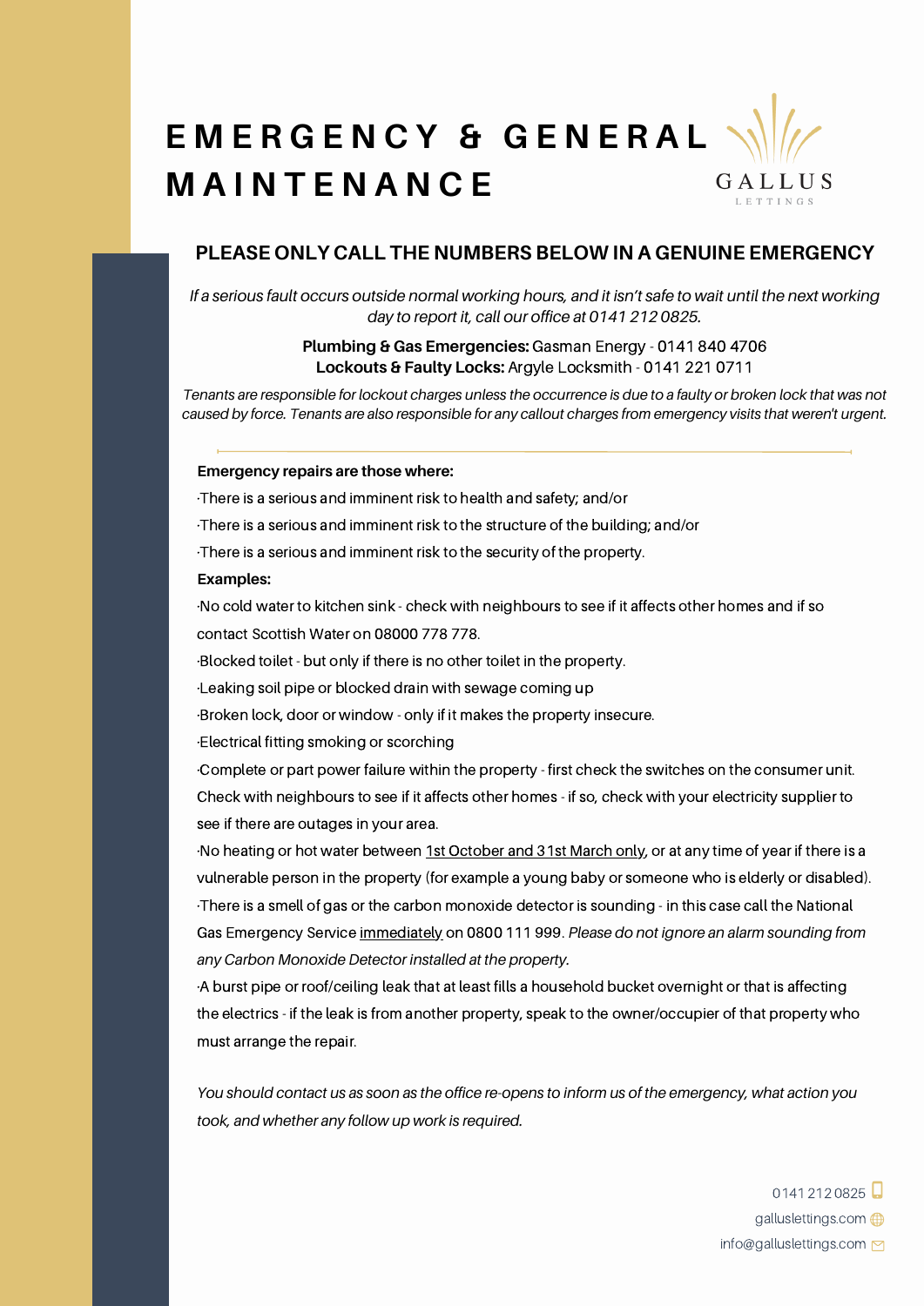# EMERGENCY & GENERAL MAINTENANCE

GALLUS LETTINGS

## PLEASE ONLY CALL THE NUMBERS BELOW IN A GENUINE EMERGENCY

*If a serious fault occurs outside normal working hours, and it isn't safe to wait until the next working day to report it, call our office at 0141 212 0825.*

**Plumbing & Gas Emergencies:** Gasman Energy - 0141 840 4706
**Lockouts & Faulty Locks:** Argyle Locksmith - 0141 221 0711

*Tenants are responsible for lockout charges unless the occurrence is due to a faulty or broken lock that was not caused by force. Tenants are also responsible for any callout charges from emergency visits that weren't urgent.*

---

**Emergency repairs are those where:**

- There is a serious and imminent risk to health and safety; and/or
- There is a serious and imminent risk to the structure of the building; and/or
- There is a serious and imminent risk to the security of the property.

**Examples:**

- No cold water to kitchen sink - check with neighbours to see if it affects other homes and if so contact Scottish Water on 08000 778 778.
- Blocked toilet - but only if there is no other toilet in the property.
- Leaking soil pipe or blocked drain with sewage coming up
- Broken lock, door or window - only if it makes the property insecure.
- Electrical fitting smoking or scorching
- Complete or part power failure within the property - first check the switches on the consumer unit. Check with neighbours to see if it affects other homes - if so, check with your electricity supplier to see if there are outages in your area.
- No heating or hot water between 1st October and 31st March only, or at any time of year if there is a vulnerable person in the property (for example a young baby or someone who is elderly or disabled).
- There is a smell of gas or the carbon monoxide detector is sounding - in this case call the National Gas Emergency Service immediately on 0800 111 999. *Please do not ignore an alarm sounding from any Carbon Monoxide Detector installed at the property.*
- A burst pipe or roof/ceiling leak that at least fills a household bucket overnight or that is affecting the electrics - if the leak is from another property, speak to the owner/occupier of that property who must arrange the repair.

*You should contact us as soon as the office re-opens to inform us of the emergency, what action you took, and whether any follow up work is required.*

0141 212 0825
galluslettings.com
info@galluslettings.com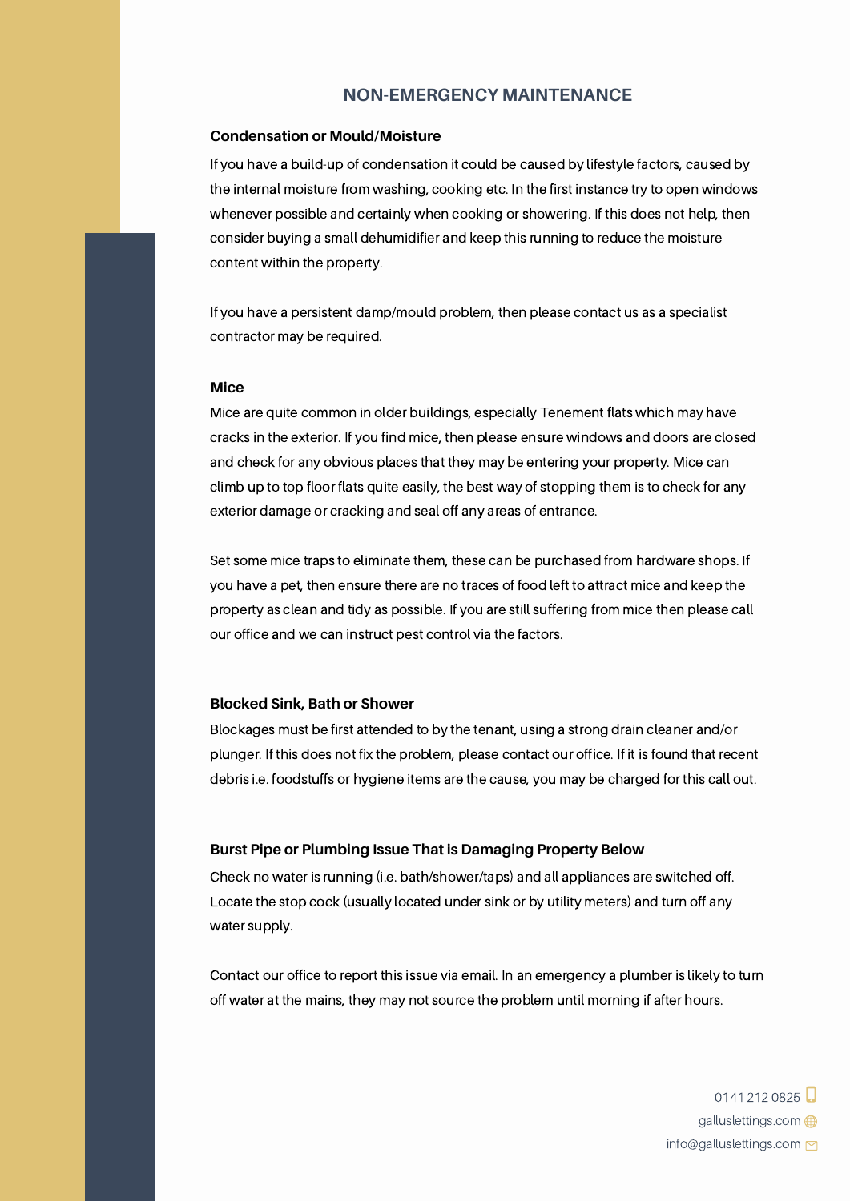## NON-EMERGENCY MAINTENANCE

### Condensation or Mould/Moisture

If you have a build-up of condensation it could be caused by lifestyle factors, caused by the internal moisture from washing, cooking etc. In the first instance try to open windows whenever possible and certainly when cooking or showering. If this does not help, then consider buying a small dehumidifier and keep this running to reduce the moisture content within the property.

If you have a persistent damp/mould problem, then please contact us as a specialist contractor may be required.

### Mice

Mice are quite common in older buildings, especially Tenement flats which may have cracks in the exterior. If you find mice, then please ensure windows and doors are closed and check for any obvious places that they may be entering your property. Mice can climb up to top floor flats quite easily, the best way of stopping them is to check for any exterior damage or cracking and seal off any areas of entrance.

Set some mice traps to eliminate them, these can be purchased from hardware shops. If you have a pet, then ensure there are no traces of food left to attract mice and keep the property as clean and tidy as possible. If you are still suffering from mice then please call our office and we can instruct pest control via the factors.

### Blocked Sink, Bath or Shower

Blockages must be first attended to by the tenant, using a strong drain cleaner and/or plunger. If this does not fix the problem, please contact our office. If it is found that recent debris i.e. foodstuffs or hygiene items are the cause, you may be charged for this call out.

### Burst Pipe or Plumbing Issue That is Damaging Property Below

Check no water is running (i.e. bath/shower/taps) and all appliances are switched off. Locate the stop cock (usually located under sink or by utility meters) and turn off any water supply.

Contact our office to report this issue via email. In an emergency a plumber is likely to turn off water at the mains, they may not source the problem until morning if after hours.

0141 212 0825
galluslettings.com
info@galluslettings.com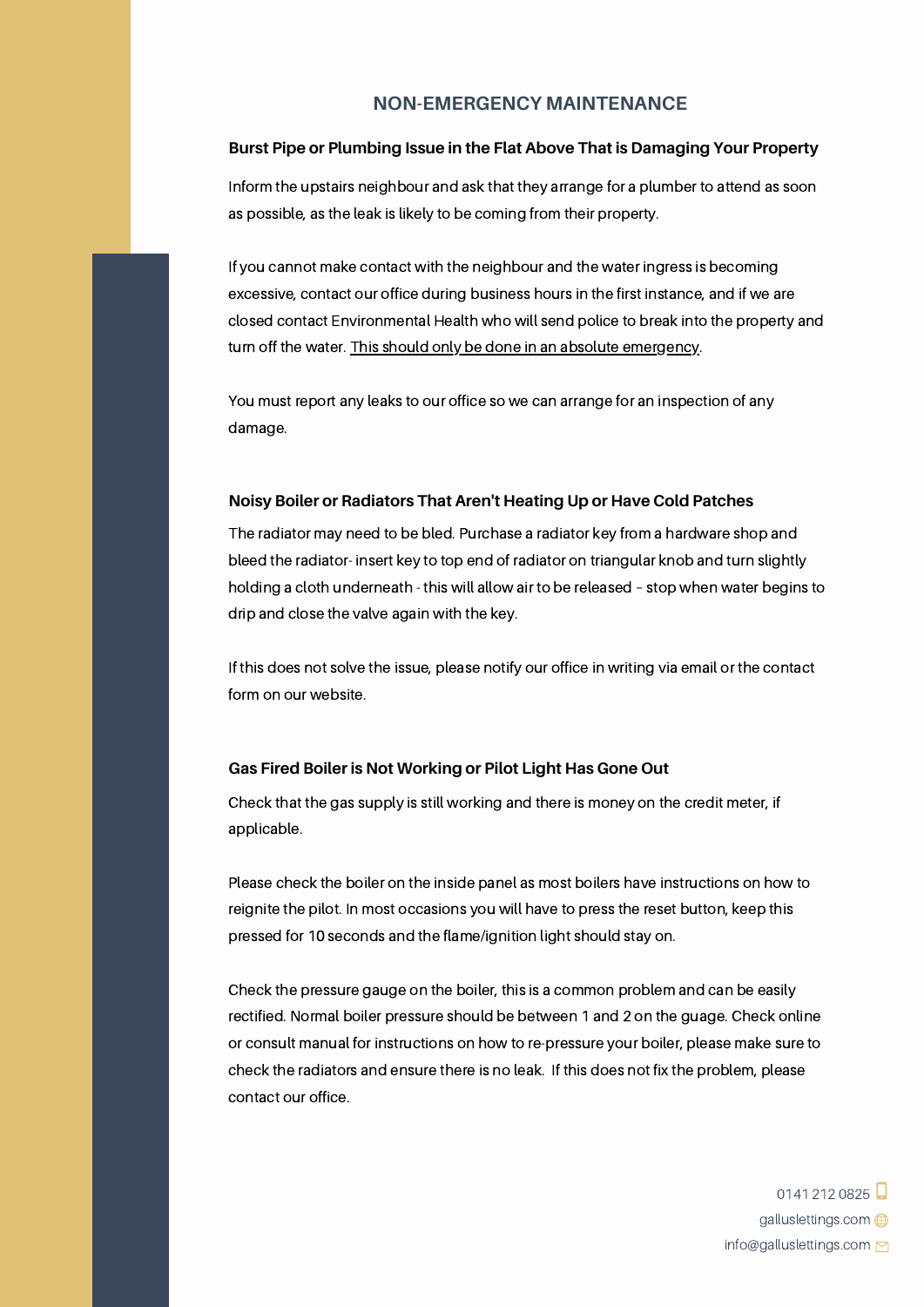## NON-EMERGENCY MAINTENANCE

### Burst Pipe or Plumbing Issue in the Flat Above That is Damaging Your Property

Inform the upstairs neighbour and ask that they arrange for a plumber to attend as soon as possible, as the leak is likely to be coming from their property.

If you cannot make contact with the neighbour and the water ingress is becoming excessive, contact our office during business hours in the first instance, and if we are closed contact Environmental Health who will send police to break into the property and turn off the water. <u>This should only be done in an absolute emergency</u>.

You must report any leaks to our office so we can arrange for an inspection of any damage.

### Noisy Boiler or Radiators That Aren't Heating Up or Have Cold Patches

The radiator may need to be bled. Purchase a radiator key from a hardware shop and bleed the radiator- insert key to top end of radiator on triangular knob and turn slightly holding a cloth underneath - this will allow air to be released – stop when water begins to drip and close the valve again with the key.

If this does not solve the issue, please notify our office in writing via email or the contact form on our website.

### Gas Fired Boiler is Not Working or Pilot Light Has Gone Out

Check that the gas supply is still working and there is money on the credit meter, if applicable.

Please check the boiler on the inside panel as most boilers have instructions on how to reignite the pilot. In most occasions you will have to press the reset button, keep this pressed for 10 seconds and the flame/ignition light should stay on.

Check the pressure gauge on the boiler, this is a common problem and can be easily rectified. Normal boiler pressure should be between 1 and 2 on the guage. Check online or consult manual for instructions on how to re-pressure your boiler, please make sure to check the radiators and ensure there is no leak. If this does not fix the problem, please contact our office.

0141 212 0825
galluslettings.com
info@galluslettings.com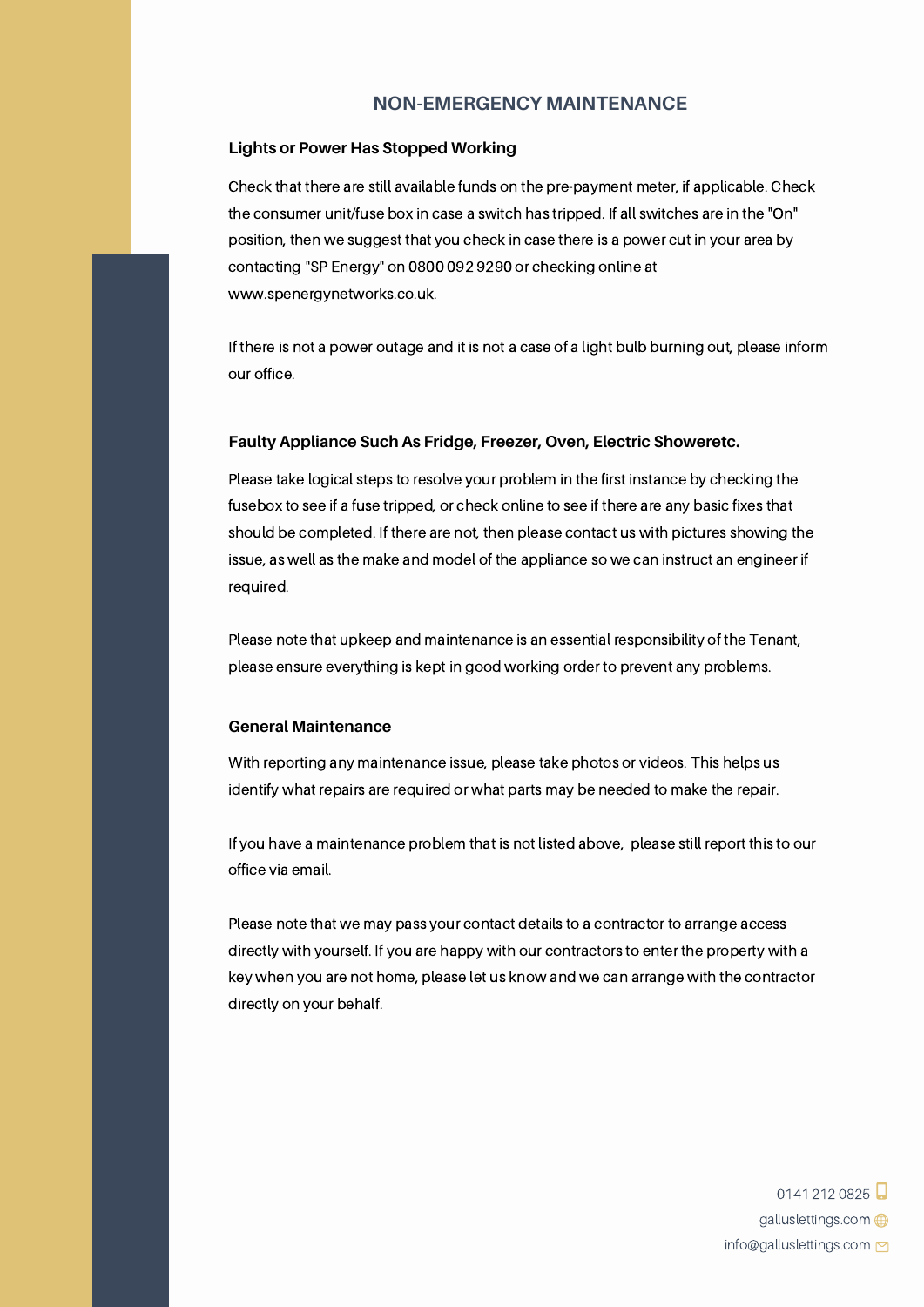## NON-EMERGENCY MAINTENANCE

### Lights or Power Has Stopped Working

Check that there are still available funds on the pre-payment meter, if applicable. Check the consumer unit/fuse box in case a switch has tripped. If all switches are in the "On" position, then we suggest that you check in case there is a power cut in your area by contacting "SP Energy" on 0800 092 9290 or checking online at www.spenergynetworks.co.uk.

If there is not a power outage and it is not a case of a light bulb burning out, please inform our office.

### Faulty Appliance Such As Fridge, Freezer, Oven, Electric Showeretc.

Please take logical steps to resolve your problem in the first instance by checking the fusebox to see if a fuse tripped, or check online to see if there are any basic fixes that should be completed. If there are not, then please contact us with pictures showing the issue, as well as the make and model of the appliance so we can instruct an engineer if required.

Please note that upkeep and maintenance is an essential responsibility of the Tenant, please ensure everything is kept in good working order to prevent any problems.

### General Maintenance

With reporting any maintenance issue, please take photos or videos. This helps us identify what repairs are required or what parts may be needed to make the repair.

If you have a maintenance problem that is not listed above, please still report this to our office via email.

Please note that we may pass your contact details to a contractor to arrange access directly with yourself. If you are happy with our contractors to enter the property with a key when you are not home, please let us know and we can arrange with the contractor directly on your behalf.

0141 212 0825
galluslettings.com
info@galluslettings.com